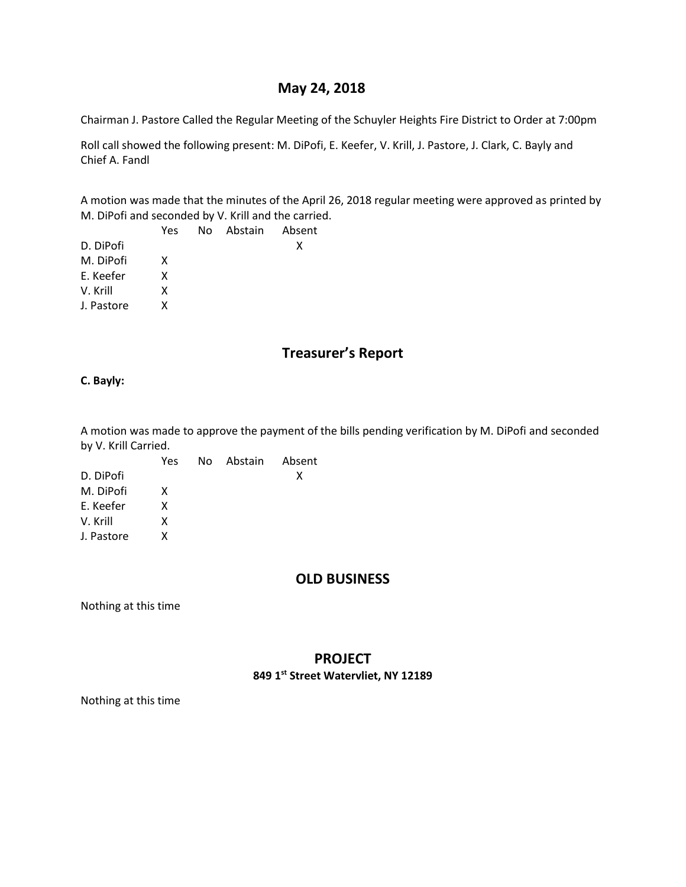# May 24, 2018

Chairman J. Pastore Called the Regular Meeting of the Schuyler Heights Fire District to Order at 7:00pm

Roll call showed the following present: M. DiPofi, E. Keefer, V. Krill, J. Pastore, J. Clark, C. Bayly and Chief A. Fandl

A motion was made that the minutes of the April 26, 2018 regular meeting were approved as printed by M. DiPofi and seconded by V. Krill and the carried.

| | Yes | No | Abstain | Absent |
|---|---|---|---|---|
| D. DiPofi | | | | X |
| M. DiPofi | X | | | |
| E. Keefer | X | | | |
| V. Krill | X | | | |
| J. Pastore | X | | | |

## Treasurer's Report

**C. Bayly:**

A motion was made to approve the payment of the bills pending verification by M. DiPofi and seconded by V. Krill Carried.

| | Yes | No | Abstain | Absent |
|---|---|---|---|---|
| D. DiPofi | | | | X |
| M. DiPofi | X | | | |
| E. Keefer | X | | | |
| V. Krill | X | | | |
| J. Pastore | X | | | |

## OLD BUSINESS

Nothing at this time

## PROJECT

### 849 1st Street Watervliet, NY 12189

Nothing at this time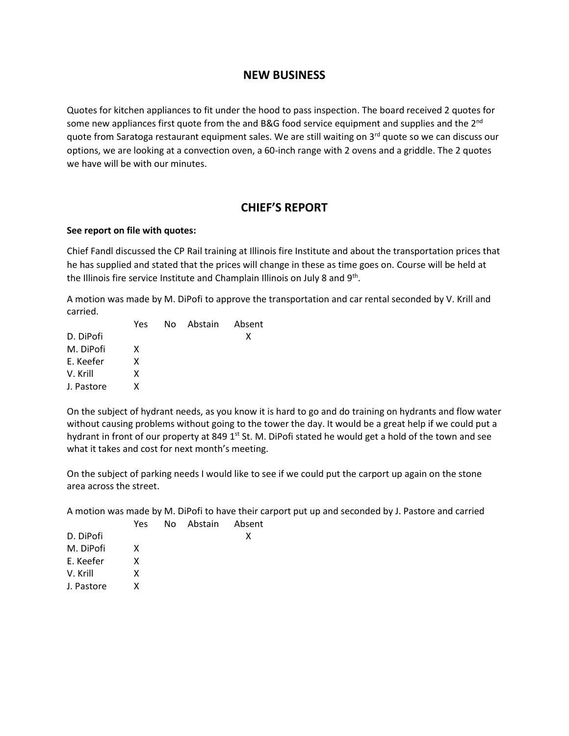## NEW BUSINESS

Quotes for kitchen appliances to fit under the hood to pass inspection. The board received 2 quotes for some new appliances first quote from the and B&G food service equipment and supplies and the 2nd quote from Saratoga restaurant equipment sales. We are still waiting on 3rd quote so we can discuss our options, we are looking at a convection oven, a 60-inch range with 2 ovens and a griddle. The 2 quotes we have will be with our minutes.

## CHIEF'S REPORT

**See report on file with quotes:**

Chief Fandl discussed the CP Rail training at Illinois fire Institute and about the transportation prices that he has supplied and stated that the prices will change in these as time goes on. Course will be held at the Illinois fire service Institute and Champlain Illinois on July 8 and 9th.

A motion was made by M. DiPofi to approve the transportation and car rental seconded by V. Krill and carried.

| | Yes | No | Abstain | Absent |
|---|---|---|---|---|
| D. DiPofi | | | | X |
| M. DiPofi | X | | | |
| E. Keefer | X | | | |
| V. Krill | X | | | |
| J. Pastore | X | | | |

On the subject of hydrant needs, as you know it is hard to go and do training on hydrants and flow water without causing problems without going to the tower the day. It would be a great help if we could put a hydrant in front of our property at 849 1st St. M. DiPofi stated he would get a hold of the town and see what it takes and cost for next month's meeting.

On the subject of parking needs I would like to see if we could put the carport up again on the stone area across the street.

A motion was made by M. DiPofi to have their carport put up and seconded by J. Pastore and carried

| | Yes | No | Abstain | Absent |
|---|---|---|---|---|
| D. DiPofi | | | | X |
| M. DiPofi | X | | | |
| E. Keefer | X | | | |
| V. Krill | X | | | |
| J. Pastore | X | | | |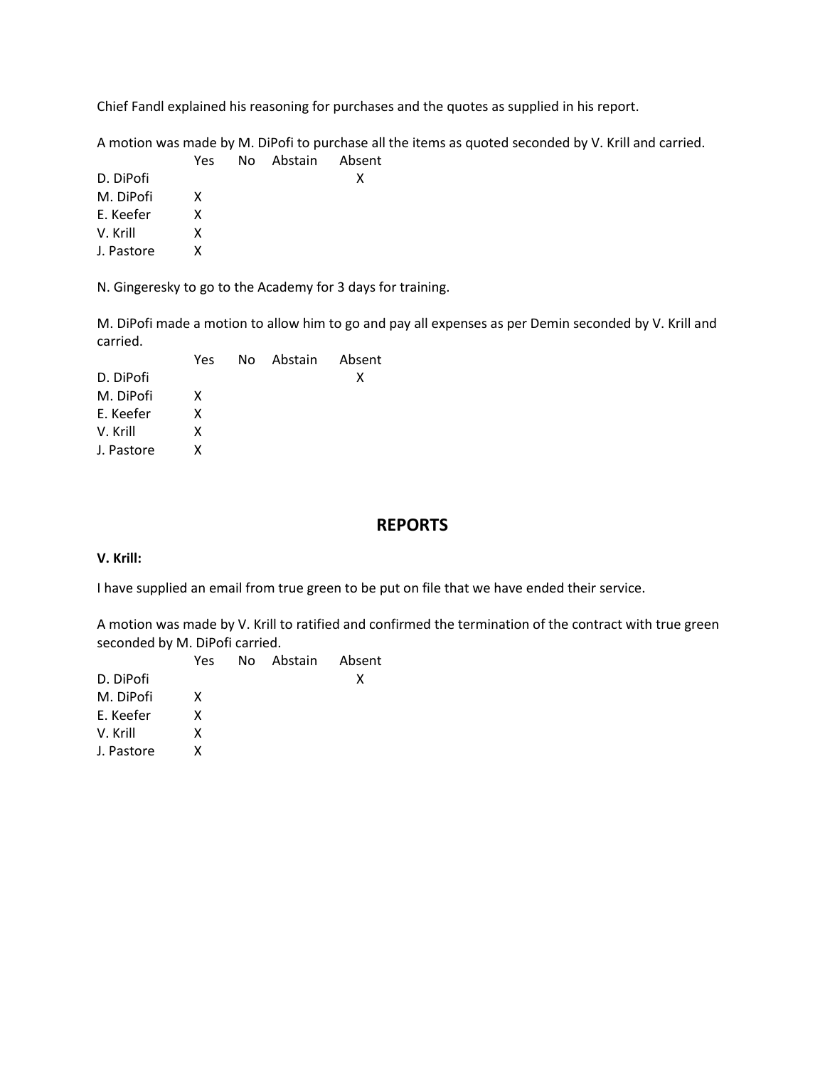Chief Fandl explained his reasoning for purchases and the quotes as supplied in his report.

A motion was made by M. DiPofi to purchase all the items as quoted seconded by V. Krill and carried.

| | Yes | No | Abstain | Absent |
|---|---|---|---|---|
| D. DiPofi | | | | X |
| M. DiPofi | X | | | |
| E. Keefer | X | | | |
| V. Krill | X | | | |
| J. Pastore | X | | | |

N. Gingeresky to go to the Academy for 3 days for training.

M. DiPofi made a motion to allow him to go and pay all expenses as per Demin seconded by V. Krill and carried.

| | Yes | No | Abstain | Absent |
|---|---|---|---|---|
| D. DiPofi | | | | X |
| M. DiPofi | X | | | |
| E. Keefer | X | | | |
| V. Krill | X | | | |
| J. Pastore | X | | | |

## REPORTS

**V. Krill:**

I have supplied an email from true green to be put on file that we have ended their service.

A motion was made by V. Krill to ratified and confirmed the termination of the contract with true green seconded by M. DiPofi carried.

| | Yes | No | Abstain | Absent |
|---|---|---|---|---|
| D. DiPofi | | | | X |
| M. DiPofi | X | | | |
| E. Keefer | X | | | |
| V. Krill | X | | | |
| J. Pastore | X | | | |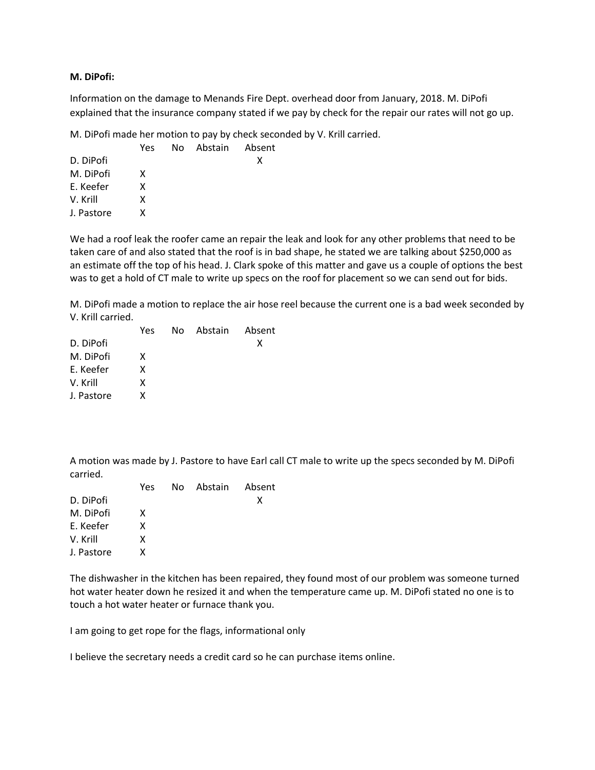**M. DiPofi:**

Information on the damage to Menands Fire Dept. overhead door from January, 2018. M. DiPofi explained that the insurance company stated if we pay by check for the repair our rates will not go up.

M. DiPofi made her motion to pay by check seconded by V. Krill carried.

| | Yes | No | Abstain | Absent |
|---|---|---|---|---|
| D. DiPofi | | | | X |
| M. DiPofi | X | | | |
| E. Keefer | X | | | |
| V. Krill | X | | | |
| J. Pastore | X | | | |

We had a roof leak the roofer came an repair the leak and look for any other problems that need to be taken care of and also stated that the roof is in bad shape, he stated we are talking about $250,000 as an estimate off the top of his head. J. Clark spoke of this matter and gave us a couple of options the best was to get a hold of CT male to write up specs on the roof for placement so we can send out for bids.

M. DiPofi made a motion to replace the air hose reel because the current one is a bad week seconded by V. Krill carried.

| | Yes | No | Abstain | Absent |
|---|---|---|---|---|
| D. DiPofi | | | | X |
| M. DiPofi | X | | | |
| E. Keefer | X | | | |
| V. Krill | X | | | |
| J. Pastore | X | | | |

A motion was made by J. Pastore to have Earl call CT male to write up the specs seconded by M. DiPofi carried.

| | Yes | No | Abstain | Absent |
|---|---|---|---|---|
| D. DiPofi | | | | X |
| M. DiPofi | X | | | |
| E. Keefer | X | | | |
| V. Krill | X | | | |
| J. Pastore | X | | | |

The dishwasher in the kitchen has been repaired, they found most of our problem was someone turned hot water heater down he resized it and when the temperature came up. M. DiPofi stated no one is to touch a hot water heater or furnace thank you.

I am going to get rope for the flags, informational only

I believe the secretary needs a credit card so he can purchase items online.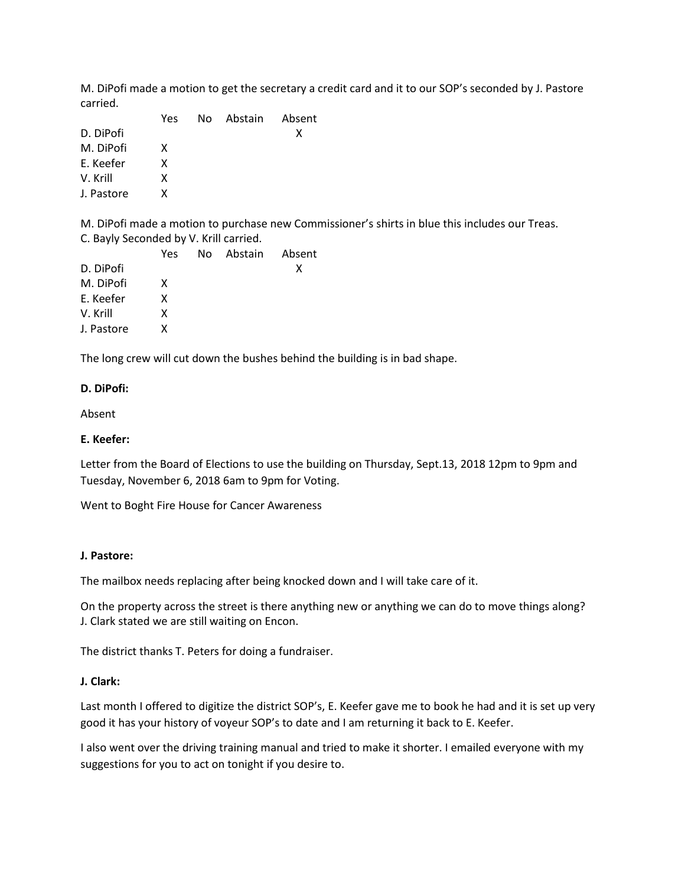M. DiPofi made a motion to get the secretary a credit card and it to our SOP's seconded by J. Pastore carried.

| | Yes | No | Abstain | Absent |
|---|---|---|---|---|
| D. DiPofi | | | | X |
| M. DiPofi | X | | | |
| E. Keefer | X | | | |
| V. Krill | X | | | |
| J. Pastore | X | | | |

M. DiPofi made a motion to purchase new Commissioner's shirts in blue this includes our Treas. C. Bayly Seconded by V. Krill carried.

| | Yes | No | Abstain | Absent |
|---|---|---|---|---|
| D. DiPofi | | | | X |
| M. DiPofi | X | | | |
| E. Keefer | X | | | |
| V. Krill | X | | | |
| J. Pastore | X | | | |

The long crew will cut down the bushes behind the building is in bad shape.

**D. DiPofi:**

Absent

**E. Keefer:**

Letter from the Board of Elections to use the building on Thursday, Sept.13, 2018 12pm to 9pm and Tuesday, November 6, 2018 6am to 9pm for Voting.

Went to Boght Fire House for Cancer Awareness

**J. Pastore:**

The mailbox needs replacing after being knocked down and I will take care of it.

On the property across the street is there anything new or anything we can do to move things along? J. Clark stated we are still waiting on Encon.

The district thanks T. Peters for doing a fundraiser.

**J. Clark:**

Last month I offered to digitize the district SOP's, E. Keefer gave me to book he had and it is set up very good it has your history of voyeur SOP's to date and I am returning it back to E. Keefer.

I also went over the driving training manual and tried to make it shorter. I emailed everyone with my suggestions for you to act on tonight if you desire to.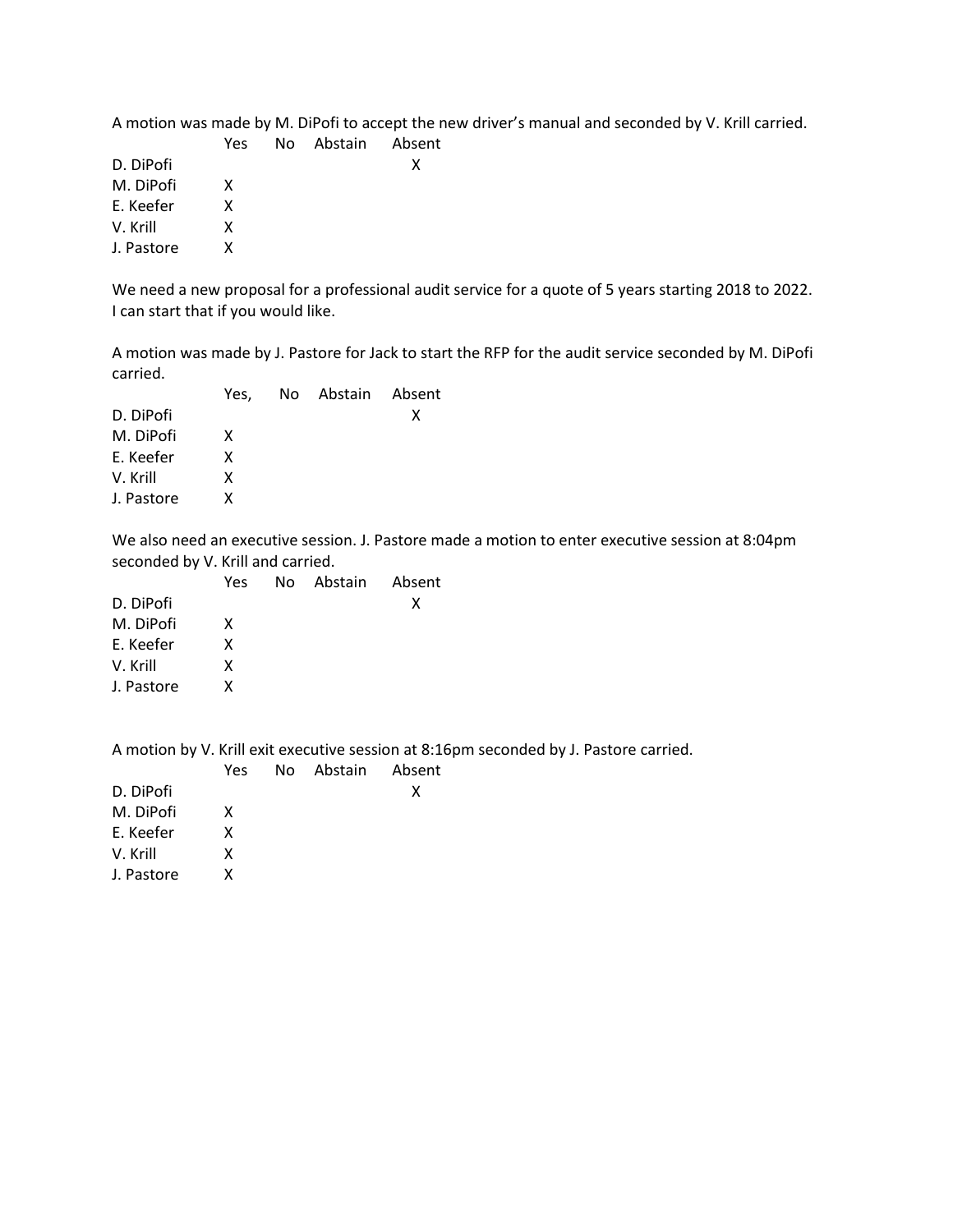A motion was made by M. DiPofi to accept the new driver's manual and seconded by V. Krill carried.

| | Yes | No | Abstain | Absent |
|---|---|---|---|---|
| D. DiPofi | | | | X |
| M. DiPofi | X | | | |
| E. Keefer | X | | | |
| V. Krill | X | | | |
| J. Pastore | X | | | |

We need a new proposal for a professional audit service for a quote of 5 years starting 2018 to 2022. I can start that if you would like.

A motion was made by J. Pastore for Jack to start the RFP for the audit service seconded by M. DiPofi carried.

| | Yes, | No | Abstain | Absent |
|---|---|---|---|---|
| D. DiPofi | | | | X |
| M. DiPofi | X | | | |
| E. Keefer | X | | | |
| V. Krill | X | | | |
| J. Pastore | X | | | |

We also need an executive session. J. Pastore made a motion to enter executive session at 8:04pm seconded by V. Krill and carried.

| | Yes | No | Abstain | Absent |
|---|---|---|---|---|
| D. DiPofi | | | | X |
| M. DiPofi | X | | | |
| E. Keefer | X | | | |
| V. Krill | X | | | |
| J. Pastore | X | | | |

A motion by V. Krill exit executive session at 8:16pm seconded by J. Pastore carried.

| | Yes | No | Abstain | Absent |
|---|---|---|---|---|
| D. DiPofi | | | | X |
| M. DiPofi | X | | | |
| E. Keefer | X | | | |
| V. Krill | X | | | |
| J. Pastore | X | | | |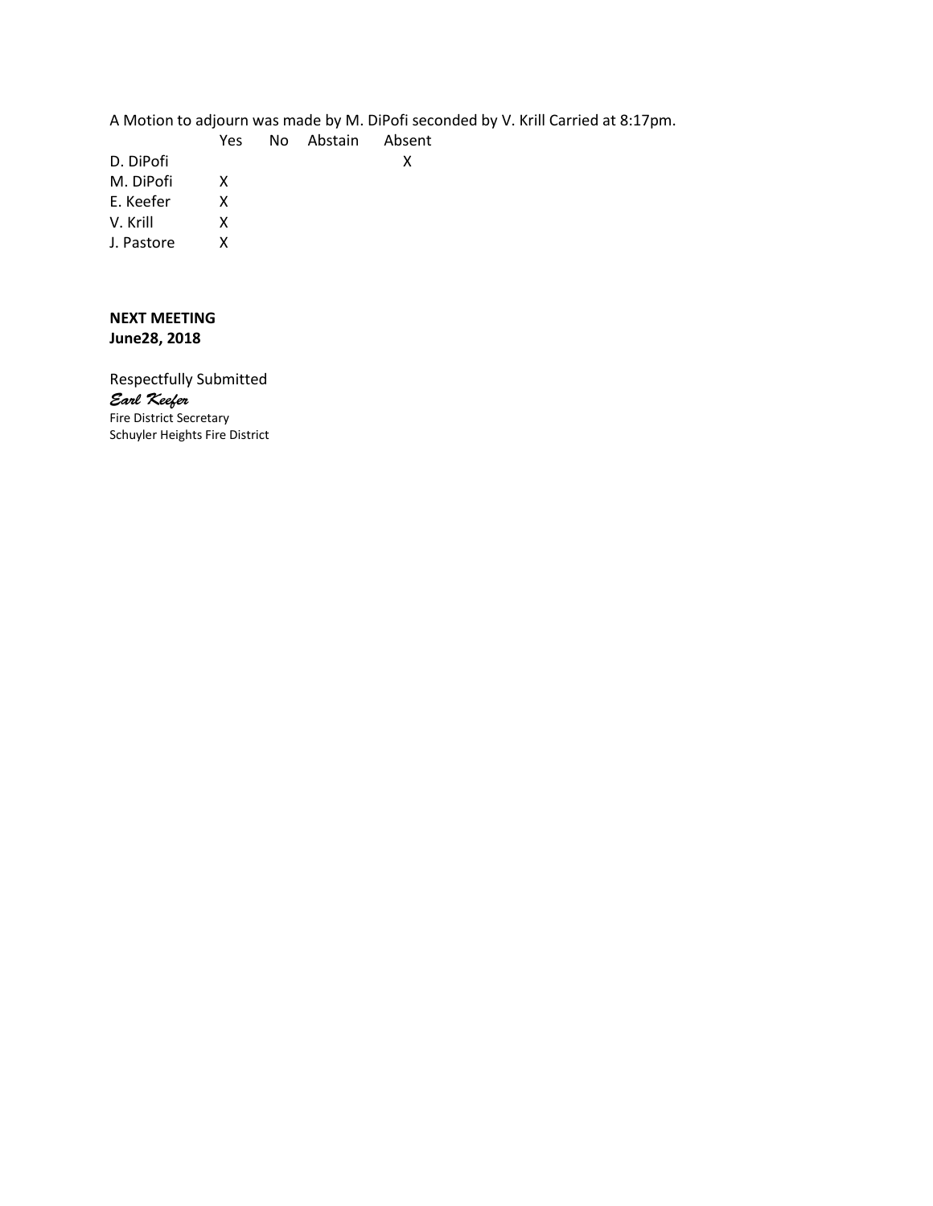A Motion to adjourn was made by M. DiPofi seconded by V. Krill Carried at 8:17pm.

| | Yes | No | Abstain | Absent |
|---|---|---|---|---|
| D. DiPofi | | | | X |
| M. DiPofi | X | | | |
| E. Keefer | X | | | |
| V. Krill | X | | | |
| J. Pastore | X | | | |

**NEXT MEETING**
**June28, 2018**

Respectfully Submitted
*Earl Keefer*
Fire District Secretary
Schuyler Heights Fire District